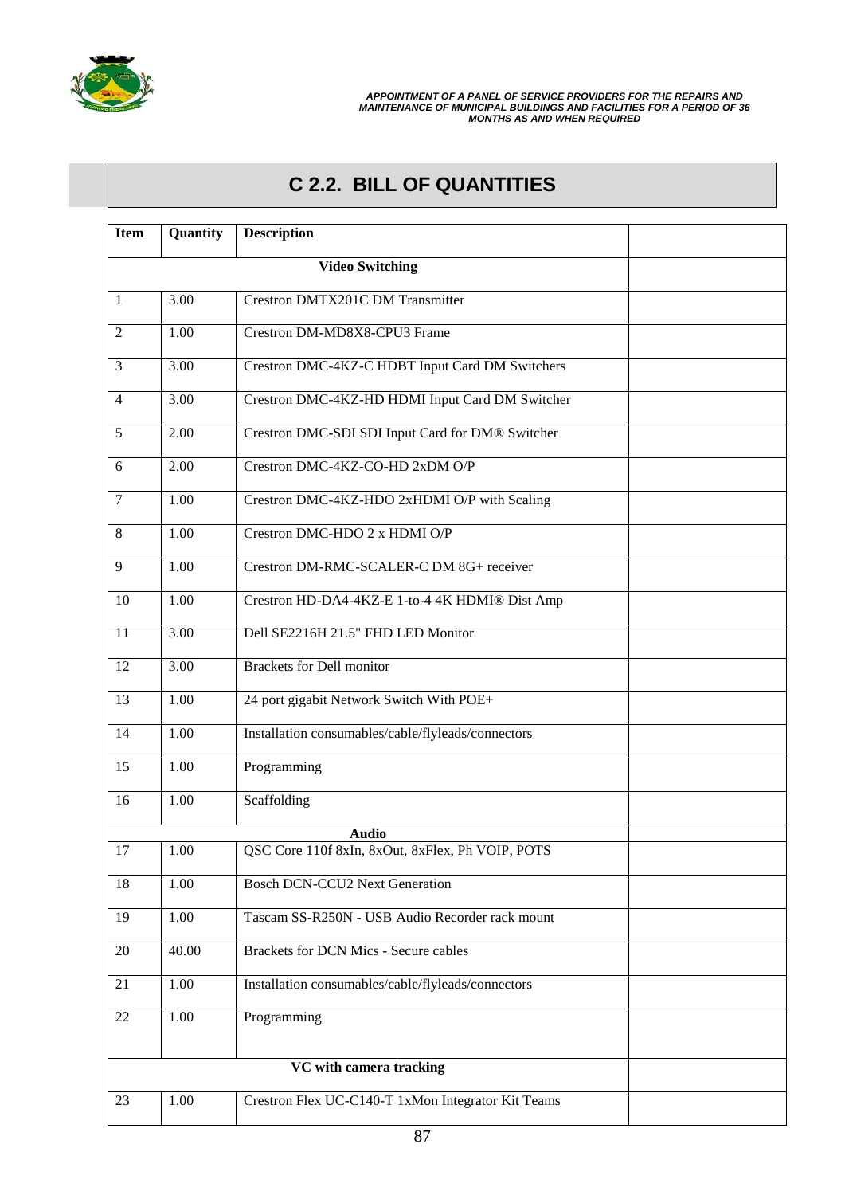## C 2.2. BILL OF QUANTITIES

| Item | Quantity | Description | |
|---|---|---|---|
| | | **Video Switching** | |
| 1 | 3.00 | Crestron DMTX201C DM Transmitter | |
| 2 | 1.00 | Crestron DM-MD8X8-CPU3 Frame | |
| 3 | 3.00 | Crestron DMC-4KZ-C HDBT Input Card DM Switchers | |
| 4 | 3.00 | Crestron DMC-4KZ-HD HDMI Input Card DM Switcher | |
| 5 | 2.00 | Crestron DMC-SDI SDI Input Card for DM® Switcher | |
| 6 | 2.00 | Crestron DMC-4KZ-CO-HD 2xDM O/P | |
| 7 | 1.00 | Crestron DMC-4KZ-HDO 2xHDMI O/P with Scaling | |
| 8 | 1.00 | Crestron DMC-HDO 2 x HDMI O/P | |
| 9 | 1.00 | Crestron DM-RMC-SCALER-C DM 8G+ receiver | |
| 10 | 1.00 | Crestron HD-DA4-4KZ-E 1-to-4 4K HDMI® Dist Amp | |
| 11 | 3.00 | Dell SE2216H 21.5" FHD LED Monitor | |
| 12 | 3.00 | Brackets for Dell monitor | |
| 13 | 1.00 | 24 port gigabit Network Switch With POE+ | |
| 14 | 1.00 | Installation consumables/cable/flyleads/connectors | |
| 15 | 1.00 | Programming | |
| 16 | 1.00 | Scaffolding | |
| | | **Audio** | |
| 17 | 1.00 | QSC Core 110f 8xIn, 8xOut, 8xFlex, Ph VOIP, POTS | |
| 18 | 1.00 | Bosch DCN-CCU2 Next Generation | |
| 19 | 1.00 | Tascam SS-R250N - USB Audio Recorder rack mount | |
| 20 | 40.00 | Brackets for DCN Mics - Secure cables | |
| 21 | 1.00 | Installation consumables/cable/flyleads/connectors | |
| 22 | 1.00 | Programming | |
| | | **VC with camera tracking** | |
| 23 | 1.00 | Crestron Flex UC-C140-T 1xMon Integrator Kit Teams | |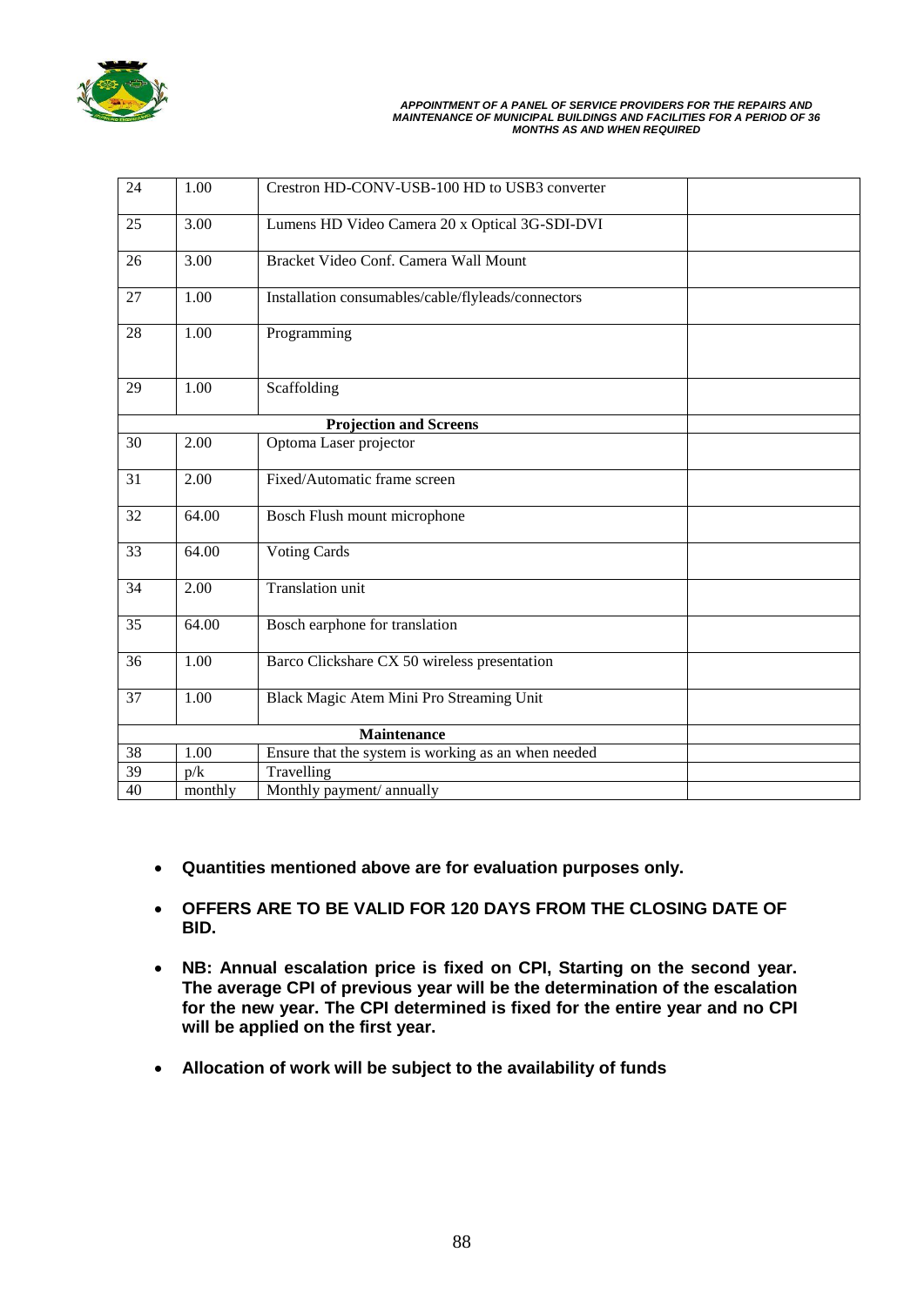| | | | |
|---|---|---|---|
| 24 | 1.00 | Crestron HD-CONV-USB-100 HD to USB3 converter | |
| 25 | 3.00 | Lumens HD Video Camera 20 x Optical 3G-SDI-DVI | |
| 26 | 3.00 | Bracket Video Conf. Camera Wall Mount | |
| 27 | 1.00 | Installation consumables/cable/flyleads/connectors | |
| 28 | 1.00 | Programming | |
| 29 | 1.00 | Scaffolding | |
| | | **Projection and Screens** | |
| 30 | 2.00 | Optoma Laser projector | |
| 31 | 2.00 | Fixed/Automatic frame screen | |
| 32 | 64.00 | Bosch Flush mount microphone | |
| 33 | 64.00 | Voting Cards | |
| 34 | 2.00 | Translation unit | |
| 35 | 64.00 | Bosch earphone for translation | |
| 36 | 1.00 | Barco Clickshare CX 50 wireless presentation | |
| 37 | 1.00 | Black Magic Atem Mini Pro Streaming Unit | |
| | | **Maintenance** | |
| 38 | 1.00 | Ensure that the system is working as an when needed | |
| 39 | p/k | Travelling | |
| 40 | monthly | Monthly payment/ annually | |

- **Quantities mentioned above are for evaluation purposes only.**
- **OFFERS ARE TO BE VALID FOR 120 DAYS FROM THE CLOSING DATE OF BID.**
- **NB: Annual escalation price is fixed on CPI, Starting on the second year. The average CPI of previous year will be the determination of the escalation for the new year. The CPI determined is fixed for the entire year and no CPI will be applied on the first year.**
- **Allocation of work will be subject to the availability of funds**